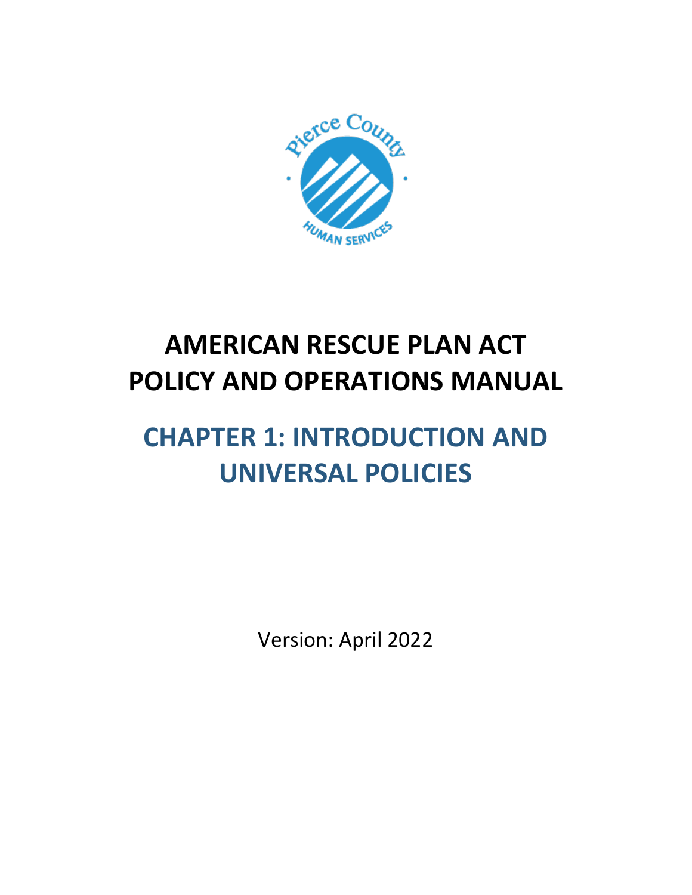# AMERICAN RESCUE PLAN ACT POLICY AND OPERATIONS MANUAL

## CHAPTER 1: INTRODUCTION AND UNIVERSAL POLICIES

Version: April 2022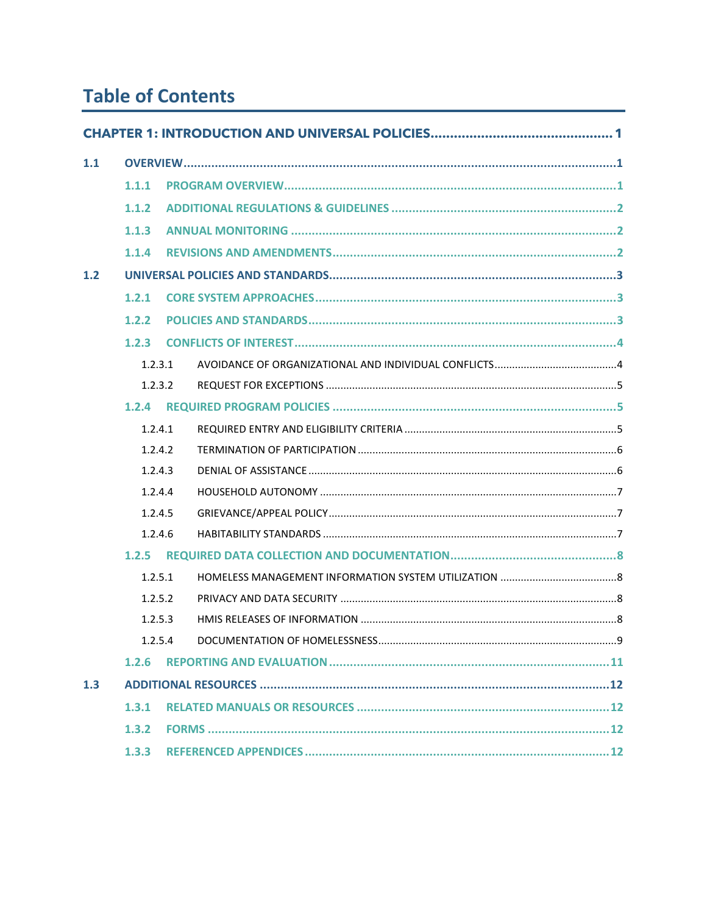# Table of Contents

**CHAPTER 1: INTRODUCTION AND UNIVERSAL POLICIES** ..... 1

- **1.1 OVERVIEW** ..... 1
  - **1.1.1 PROGRAM OVERVIEW** ..... 1
  - **1.1.2 ADDITIONAL REGULATIONS & GUIDELINES** ..... 2
  - **1.1.3 ANNUAL MONITORING** ..... 2
  - **1.1.4 REVISIONS AND AMENDMENTS** ..... 2
- **1.2 UNIVERSAL POLICIES AND STANDARDS** ..... 3
  - **1.2.1 CORE SYSTEM APPROACHES** ..... 3
  - **1.2.2 POLICIES AND STANDARDS** ..... 3
  - **1.2.3 CONFLICTS OF INTEREST** ..... 4
    - 1.2.3.1 AVOIDANCE OF ORGANIZATIONAL AND INDIVIDUAL CONFLICTS ..... 4
    - 1.2.3.2 REQUEST FOR EXCEPTIONS ..... 5
  - **1.2.4 REQUIRED PROGRAM POLICIES** ..... 5
    - 1.2.4.1 REQUIRED ENTRY AND ELIGIBILITY CRITERIA ..... 5
    - 1.2.4.2 TERMINATION OF PARTICIPATION ..... 6
    - 1.2.4.3 DENIAL OF ASSISTANCE ..... 6
    - 1.2.4.4 HOUSEHOLD AUTONOMY ..... 7
    - 1.2.4.5 GRIEVANCE/APPEAL POLICY ..... 7
    - 1.2.4.6 HABITABILITY STANDARDS ..... 7
  - **1.2.5 REQUIRED DATA COLLECTION AND DOCUMENTATION** ..... 8
    - 1.2.5.1 HOMELESS MANAGEMENT INFORMATION SYSTEM UTILIZATION ..... 8
    - 1.2.5.2 PRIVACY AND DATA SECURITY ..... 8
    - 1.2.5.3 HMIS RELEASES OF INFORMATION ..... 8
    - 1.2.5.4 DOCUMENTATION OF HOMELESSNESS ..... 9
  - **1.2.6 REPORTING AND EVALUATION** ..... 11
- **1.3 ADDITIONAL RESOURCES** ..... 12
  - **1.3.1 RELATED MANUALS OR RESOURCES** ..... 12
  - **1.3.2 FORMS** ..... 12
  - **1.3.3 REFERENCED APPENDICES** ..... 12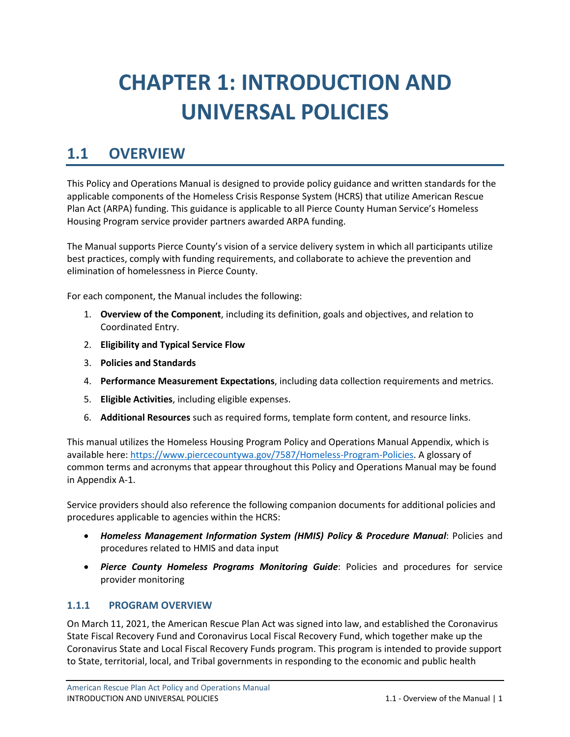# CHAPTER 1: INTRODUCTION AND UNIVERSAL POLICIES

## 1.1 OVERVIEW

This Policy and Operations Manual is designed to provide policy guidance and written standards for the applicable components of the Homeless Crisis Response System (HCRS) that utilize American Rescue Plan Act (ARPA) funding. This guidance is applicable to all Pierce County Human Service's Homeless Housing Program service provider partners awarded ARPA funding.

The Manual supports Pierce County's vision of a service delivery system in which all participants utilize best practices, comply with funding requirements, and collaborate to achieve the prevention and elimination of homelessness in Pierce County.

For each component, the Manual includes the following:

1. **Overview of the Component**, including its definition, goals and objectives, and relation to Coordinated Entry.
2. **Eligibility and Typical Service Flow**
3. **Policies and Standards**
4. **Performance Measurement Expectations**, including data collection requirements and metrics.
5. **Eligible Activities**, including eligible expenses.
6. **Additional Resources** such as required forms, template form content, and resource links.

This manual utilizes the Homeless Housing Program Policy and Operations Manual Appendix, which is available here: https://www.piercecountywa.gov/7587/Homeless-Program-Policies. A glossary of common terms and acronyms that appear throughout this Policy and Operations Manual may be found in Appendix A-1.

Service providers should also reference the following companion documents for additional policies and procedures applicable to agencies within the HCRS:

- ***Homeless Management Information System (HMIS) Policy & Procedure Manual***: Policies and procedures related to HMIS and data input
- ***Pierce County Homeless Programs Monitoring Guide***: Policies and procedures for service provider monitoring

### 1.1.1 PROGRAM OVERVIEW

On March 11, 2021, the American Rescue Plan Act was signed into law, and established the Coronavirus State Fiscal Recovery Fund and Coronavirus Local Fiscal Recovery Fund, which together make up the Coronavirus State and Local Fiscal Recovery Funds program. This program is intended to provide support to State, territorial, local, and Tribal governments in responding to the economic and public health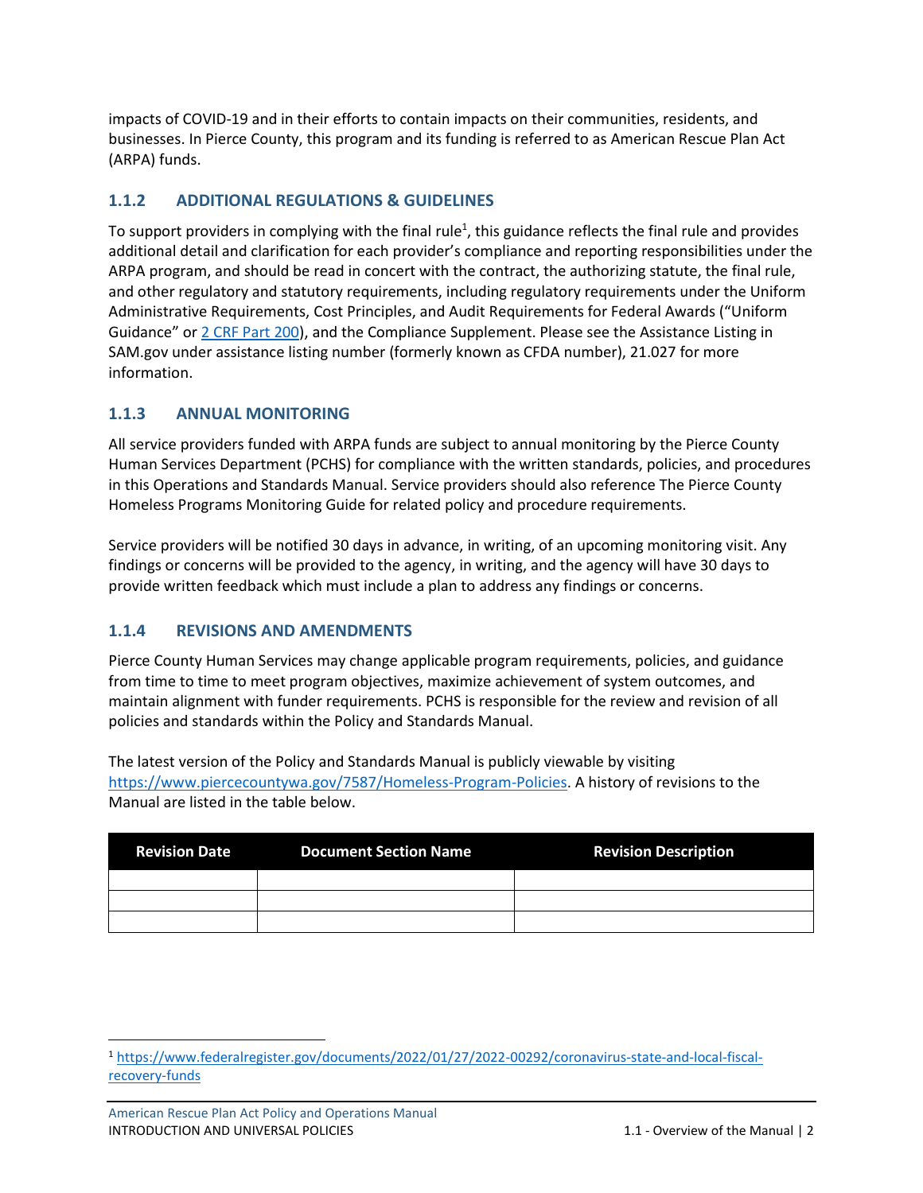impacts of COVID-19 and in their efforts to contain impacts on their communities, residents, and businesses. In Pierce County, this program and its funding is referred to as American Rescue Plan Act (ARPA) funds.

### 1.1.2 ADDITIONAL REGULATIONS & GUIDELINES

To support providers in complying with the final rule[1], this guidance reflects the final rule and provides additional detail and clarification for each provider's compliance and reporting responsibilities under the ARPA program, and should be read in concert with the contract, the authorizing statute, the final rule, and other regulatory and statutory requirements, including regulatory requirements under the Uniform Administrative Requirements, Cost Principles, and Audit Requirements for Federal Awards ("Uniform Guidance" or [2 CRF Part 200](#)), and the Compliance Supplement. Please see the Assistance Listing in SAM.gov under assistance listing number (formerly known as CFDA number), 21.027 for more information.

### 1.1.3 ANNUAL MONITORING

All service providers funded with ARPA funds are subject to annual monitoring by the Pierce County Human Services Department (PCHS) for compliance with the written standards, policies, and procedures in this Operations and Standards Manual. Service providers should also reference The Pierce County Homeless Programs Monitoring Guide for related policy and procedure requirements.

Service providers will be notified 30 days in advance, in writing, of an upcoming monitoring visit. Any findings or concerns will be provided to the agency, in writing, and the agency will have 30 days to provide written feedback which must include a plan to address any findings or concerns.

### 1.1.4 REVISIONS AND AMENDMENTS

Pierce County Human Services may change applicable program requirements, policies, and guidance from time to time to meet program objectives, maximize achievement of system outcomes, and maintain alignment with funder requirements. PCHS is responsible for the review and revision of all policies and standards within the Policy and Standards Manual.

The latest version of the Policy and Standards Manual is publicly viewable by visiting https://www.piercecountywa.gov/7587/Homeless-Program-Policies. A history of revisions to the Manual are listed in the table below.

| Revision Date | Document Section Name | Revision Description |
|---|---|---|
| | | |
| | | |
| | | |

[1] https://www.federalregister.gov/documents/2022/01/27/2022-00292/coronavirus-state-and-local-fiscal-recovery-funds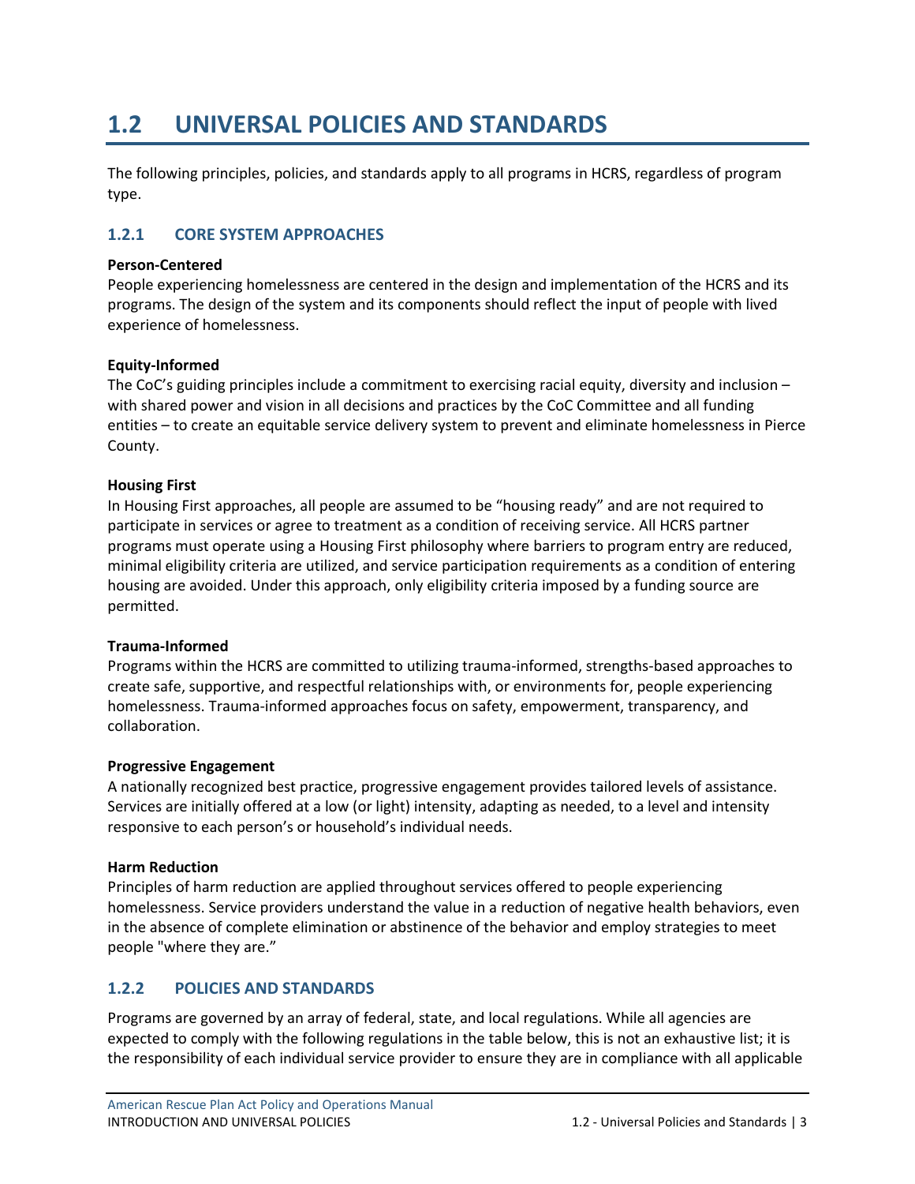# 1.2 UNIVERSAL POLICIES AND STANDARDS

The following principles, policies, and standards apply to all programs in HCRS, regardless of program type.

## 1.2.1 CORE SYSTEM APPROACHES

**Person-Centered**
People experiencing homelessness are centered in the design and implementation of the HCRS and its programs. The design of the system and its components should reflect the input of people with lived experience of homelessness.

**Equity-Informed**
The CoC's guiding principles include a commitment to exercising racial equity, diversity and inclusion – with shared power and vision in all decisions and practices by the CoC Committee and all funding entities – to create an equitable service delivery system to prevent and eliminate homelessness in Pierce County.

**Housing First**
In Housing First approaches, all people are assumed to be "housing ready" and are not required to participate in services or agree to treatment as a condition of receiving service. All HCRS partner programs must operate using a Housing First philosophy where barriers to program entry are reduced, minimal eligibility criteria are utilized, and service participation requirements as a condition of entering housing are avoided. Under this approach, only eligibility criteria imposed by a funding source are permitted.

**Trauma-Informed**
Programs within the HCRS are committed to utilizing trauma-informed, strengths-based approaches to create safe, supportive, and respectful relationships with, or environments for, people experiencing homelessness. Trauma-informed approaches focus on safety, empowerment, transparency, and collaboration.

**Progressive Engagement**
A nationally recognized best practice, progressive engagement provides tailored levels of assistance. Services are initially offered at a low (or light) intensity, adapting as needed, to a level and intensity responsive to each person's or household's individual needs.

**Harm Reduction**
Principles of harm reduction are applied throughout services offered to people experiencing homelessness. Service providers understand the value in a reduction of negative health behaviors, even in the absence of complete elimination or abstinence of the behavior and employ strategies to meet people "where they are."

## 1.2.2 POLICIES AND STANDARDS

Programs are governed by an array of federal, state, and local regulations. While all agencies are expected to comply with the following regulations in the table below, this is not an exhaustive list; it is the responsibility of each individual service provider to ensure they are in compliance with all applicable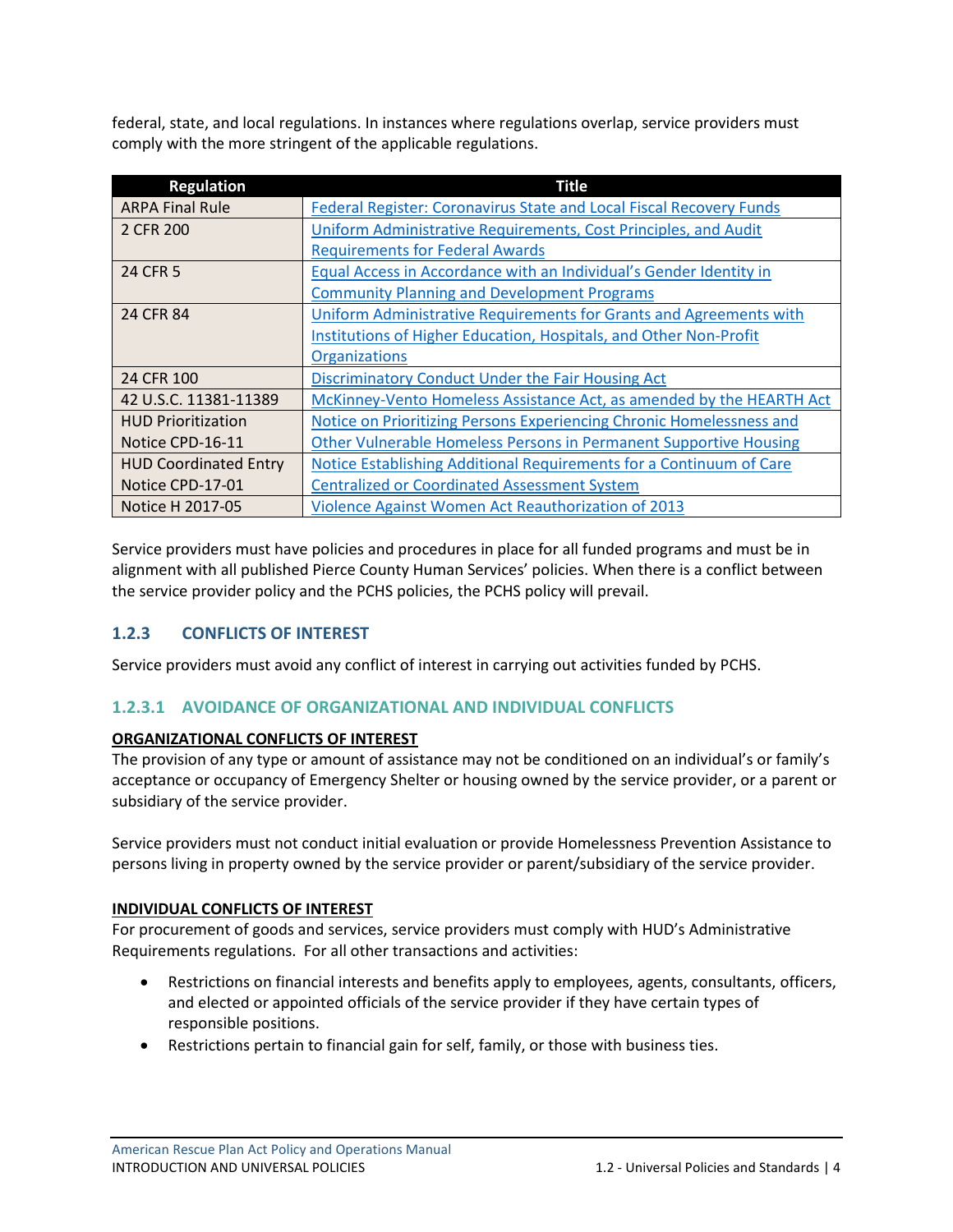federal, state, and local regulations. In instances where regulations overlap, service providers must comply with the more stringent of the applicable regulations.

| Regulation | Title |
|---|---|
| ARPA Final Rule | Federal Register: Coronavirus State and Local Fiscal Recovery Funds |
| 2 CFR 200 | Uniform Administrative Requirements, Cost Principles, and Audit Requirements for Federal Awards |
| 24 CFR 5 | Equal Access in Accordance with an Individual's Gender Identity in Community Planning and Development Programs |
| 24 CFR 84 | Uniform Administrative Requirements for Grants and Agreements with Institutions of Higher Education, Hospitals, and Other Non-Profit Organizations |
| 24 CFR 100 | Discriminatory Conduct Under the Fair Housing Act |
| 42 U.S.C. 11381-11389 | McKinney-Vento Homeless Assistance Act, as amended by the HEARTH Act |
| HUD Prioritization Notice CPD-16-11 | Notice on Prioritizing Persons Experiencing Chronic Homelessness and Other Vulnerable Homeless Persons in Permanent Supportive Housing |
| HUD Coordinated Entry Notice CPD-17-01 | Notice Establishing Additional Requirements for a Continuum of Care Centralized or Coordinated Assessment System |
| Notice H 2017-05 | Violence Against Women Act Reauthorization of 2013 |

Service providers must have policies and procedures in place for all funded programs and must be in alignment with all published Pierce County Human Services' policies. When there is a conflict between the service provider policy and the PCHS policies, the PCHS policy will prevail.

### 1.2.3 CONFLICTS OF INTEREST

Service providers must avoid any conflict of interest in carrying out activities funded by PCHS.

#### 1.2.3.1 AVOIDANCE OF ORGANIZATIONAL AND INDIVIDUAL CONFLICTS

**ORGANIZATIONAL CONFLICTS OF INTEREST**

The provision of any type or amount of assistance may not be conditioned on an individual's or family's acceptance or occupancy of Emergency Shelter or housing owned by the service provider, or a parent or subsidiary of the service provider.

Service providers must not conduct initial evaluation or provide Homelessness Prevention Assistance to persons living in property owned by the service provider or parent/subsidiary of the service provider.

**INDIVIDUAL CONFLICTS OF INTEREST**

For procurement of goods and services, service providers must comply with HUD's Administrative Requirements regulations. For all other transactions and activities:

- Restrictions on financial interests and benefits apply to employees, agents, consultants, officers, and elected or appointed officials of the service provider if they have certain types of responsible positions.
- Restrictions pertain to financial gain for self, family, or those with business ties.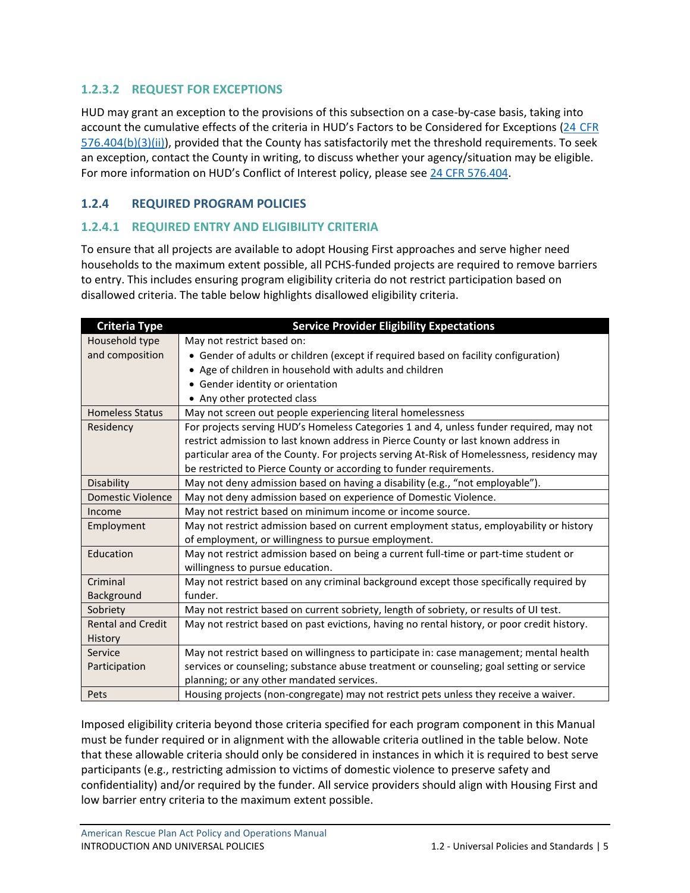#### 1.2.3.2 REQUEST FOR EXCEPTIONS

HUD may grant an exception to the provisions of this subsection on a case-by-case basis, taking into account the cumulative effects of the criteria in HUD's Factors to be Considered for Exceptions (24 CFR 576.404(b)(3)(ii)), provided that the County has satisfactorily met the threshold requirements. To seek an exception, contact the County in writing, to discuss whether your agency/situation may be eligible. For more information on HUD's Conflict of Interest policy, please see 24 CFR 576.404.

### 1.2.4 REQUIRED PROGRAM POLICIES

#### 1.2.4.1 REQUIRED ENTRY AND ELIGIBILITY CRITERIA

To ensure that all projects are available to adopt Housing First approaches and serve higher need households to the maximum extent possible, all PCHS-funded projects are required to remove barriers to entry. This includes ensuring program eligibility criteria do not restrict participation based on disallowed criteria. The table below highlights disallowed eligibility criteria.

| Criteria Type | Service Provider Eligibility Expectations |
|---|---|
| Household type and composition | May not restrict based on:<br>• Gender of adults or children (except if required based on facility configuration)<br>• Age of children in household with adults and children<br>• Gender identity or orientation<br>• Any other protected class |
| Homeless Status | May not screen out people experiencing literal homelessness |
| Residency | For projects serving HUD's Homeless Categories 1 and 4, unless funder required, may not restrict admission to last known address in Pierce County or last known address in particular area of the County. For projects serving At-Risk of Homelessness, residency may be restricted to Pierce County or according to funder requirements. |
| Disability | May not deny admission based on having a disability (e.g., "not employable"). |
| Domestic Violence | May not deny admission based on experience of Domestic Violence. |
| Income | May not restrict based on minimum income or income source. |
| Employment | May not restrict admission based on current employment status, employability or history of employment, or willingness to pursue employment. |
| Education | May not restrict admission based on being a current full-time or part-time student or willingness to pursue education. |
| Criminal Background | May not restrict based on any criminal background except those specifically required by funder. |
| Sobriety | May not restrict based on current sobriety, length of sobriety, or results of UI test. |
| Rental and Credit History | May not restrict based on past evictions, having no rental history, or poor credit history. |
| Service Participation | May not restrict based on willingness to participate in: case management; mental health services or counseling; substance abuse treatment or counseling; goal setting or service planning; or any other mandated services. |
| Pets | Housing projects (non-congregate) may not restrict pets unless they receive a waiver. |

Imposed eligibility criteria beyond those criteria specified for each program component in this Manual must be funder required or in alignment with the allowable criteria outlined in the table below. Note that these allowable criteria should only be considered in instances in which it is required to best serve participants (e.g., restricting admission to victims of domestic violence to preserve safety and confidentiality) and/or required by the funder. All service providers should align with Housing First and low barrier entry criteria to the maximum extent possible.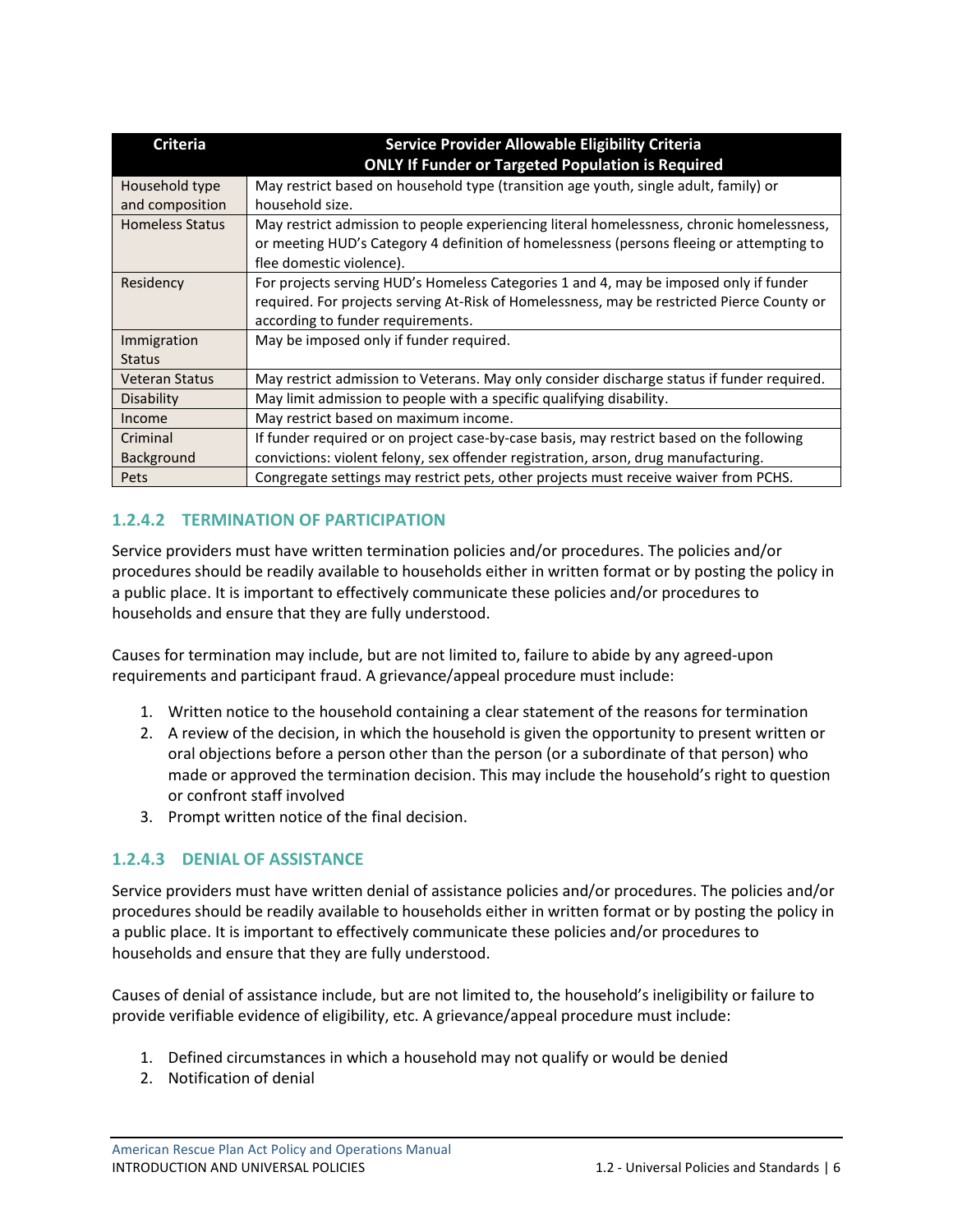| Criteria | Service Provider Allowable Eligibility Criteria ONLY If Funder or Targeted Population is Required |
|---|---|
| Household type and composition | May restrict based on household type (transition age youth, single adult, family) or household size. |
| Homeless Status | May restrict admission to people experiencing literal homelessness, chronic homelessness, or meeting HUD's Category 4 definition of homelessness (persons fleeing or attempting to flee domestic violence). |
| Residency | For projects serving HUD's Homeless Categories 1 and 4, may be imposed only if funder required. For projects serving At-Risk of Homelessness, may be restricted Pierce County or according to funder requirements. |
| Immigration Status | May be imposed only if funder required. |
| Veteran Status | May restrict admission to Veterans. May only consider discharge status if funder required. |
| Disability | May limit admission to people with a specific qualifying disability. |
| Income | May restrict based on maximum income. |
| Criminal Background | If funder required or on project case-by-case basis, may restrict based on the following convictions: violent felony, sex offender registration, arson, drug manufacturing. |
| Pets | Congregate settings may restrict pets, other projects must receive waiver from PCHS. |

### 1.2.4.2 TERMINATION OF PARTICIPATION

Service providers must have written termination policies and/or procedures. The policies and/or procedures should be readily available to households either in written format or by posting the policy in a public place. It is important to effectively communicate these policies and/or procedures to households and ensure that they are fully understood.

Causes for termination may include, but are not limited to, failure to abide by any agreed-upon requirements and participant fraud. A grievance/appeal procedure must include:

1. Written notice to the household containing a clear statement of the reasons for termination
2. A review of the decision, in which the household is given the opportunity to present written or oral objections before a person other than the person (or a subordinate of that person) who made or approved the termination decision. This may include the household's right to question or confront staff involved
3. Prompt written notice of the final decision.

### 1.2.4.3 DENIAL OF ASSISTANCE

Service providers must have written denial of assistance policies and/or procedures. The policies and/or procedures should be readily available to households either in written format or by posting the policy in a public place. It is important to effectively communicate these policies and/or procedures to households and ensure that they are fully understood.

Causes of denial of assistance include, but are not limited to, the household's ineligibility or failure to provide verifiable evidence of eligibility, etc. A grievance/appeal procedure must include:

1. Defined circumstances in which a household may not qualify or would be denied
2. Notification of denial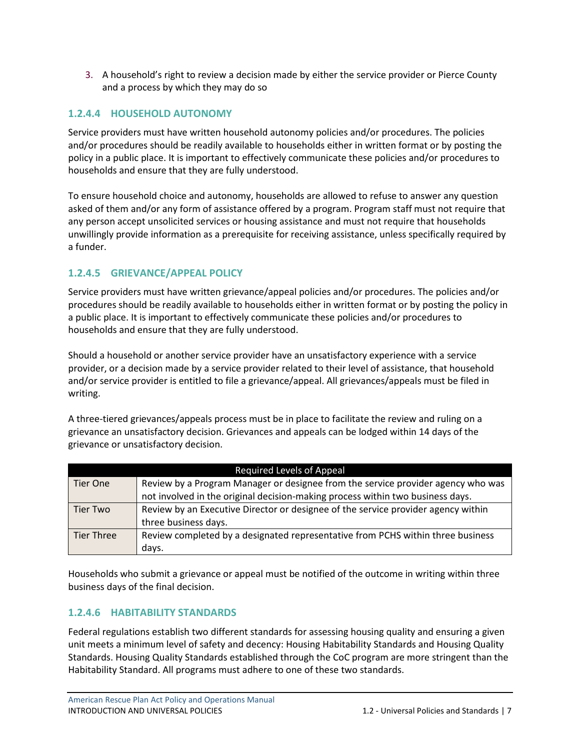3. A household's right to review a decision made by either the service provider or Pierce County and a process by which they may do so

### 1.2.4.4 HOUSEHOLD AUTONOMY

Service providers must have written household autonomy policies and/or procedures. The policies and/or procedures should be readily available to households either in written format or by posting the policy in a public place. It is important to effectively communicate these policies and/or procedures to households and ensure that they are fully understood.

To ensure household choice and autonomy, households are allowed to refuse to answer any question asked of them and/or any form of assistance offered by a program. Program staff must not require that any person accept unsolicited services or housing assistance and must not require that households unwillingly provide information as a prerequisite for receiving assistance, unless specifically required by a funder.

### 1.2.4.5 GRIEVANCE/APPEAL POLICY

Service providers must have written grievance/appeal policies and/or procedures. The policies and/or procedures should be readily available to households either in written format or by posting the policy in a public place. It is important to effectively communicate these policies and/or procedures to households and ensure that they are fully understood.

Should a household or another service provider have an unsatisfactory experience with a service provider, or a decision made by a service provider related to their level of assistance, that household and/or service provider is entitled to file a grievance/appeal. All grievances/appeals must be filed in writing.

A three-tiered grievances/appeals process must be in place to facilitate the review and ruling on a grievance an unsatisfactory decision. Grievances and appeals can be lodged within 14 days of the grievance or unsatisfactory decision.

| Required Levels of Appeal | |
|---|---|
| Tier One | Review by a Program Manager or designee from the service provider agency who was not involved in the original decision-making process within two business days. |
| Tier Two | Review by an Executive Director or designee of the service provider agency within three business days. |
| Tier Three | Review completed by a designated representative from PCHS within three business days. |

Households who submit a grievance or appeal must be notified of the outcome in writing within three business days of the final decision.

### 1.2.4.6 HABITABILITY STANDARDS

Federal regulations establish two different standards for assessing housing quality and ensuring a given unit meets a minimum level of safety and decency: Housing Habitability Standards and Housing Quality Standards. Housing Quality Standards established through the CoC program are more stringent than the Habitability Standard. All programs must adhere to one of these two standards.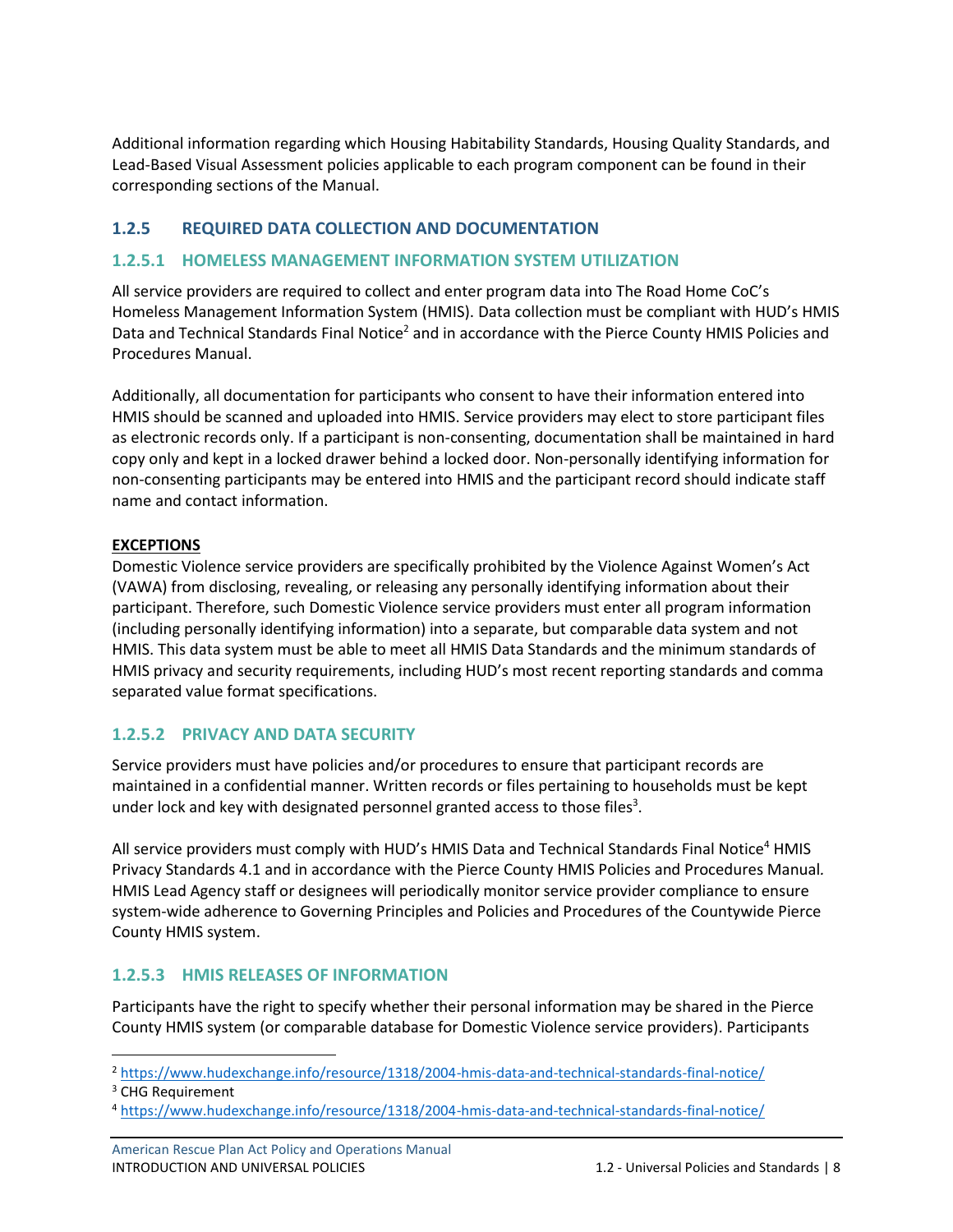Additional information regarding which Housing Habitability Standards, Housing Quality Standards, and Lead-Based Visual Assessment policies applicable to each program component can be found in their corresponding sections of the Manual.

## 1.2.5 REQUIRED DATA COLLECTION AND DOCUMENTATION

### 1.2.5.1 HOMELESS MANAGEMENT INFORMATION SYSTEM UTILIZATION

All service providers are required to collect and enter program data into The Road Home CoC's Homeless Management Information System (HMIS). Data collection must be compliant with HUD's HMIS Data and Technical Standards Final Notice[2] and in accordance with the Pierce County HMIS Policies and Procedures Manual.

Additionally, all documentation for participants who consent to have their information entered into HMIS should be scanned and uploaded into HMIS. Service providers may elect to store participant files as electronic records only. If a participant is non-consenting, documentation shall be maintained in hard copy only and kept in a locked drawer behind a locked door. Non-personally identifying information for non-consenting participants may be entered into HMIS and the participant record should indicate staff name and contact information.

**EXCEPTIONS**

Domestic Violence service providers are specifically prohibited by the Violence Against Women's Act (VAWA) from disclosing, revealing, or releasing any personally identifying information about their participant. Therefore, such Domestic Violence service providers must enter all program information (including personally identifying information) into a separate, but comparable data system and not HMIS. This data system must be able to meet all HMIS Data Standards and the minimum standards of HMIS privacy and security requirements, including HUD's most recent reporting standards and comma separated value format specifications.

### 1.2.5.2 PRIVACY AND DATA SECURITY

Service providers must have policies and/or procedures to ensure that participant records are maintained in a confidential manner. Written records or files pertaining to households must be kept under lock and key with designated personnel granted access to those files[3].

All service providers must comply with HUD's HMIS Data and Technical Standards Final Notice[4] HMIS Privacy Standards 4.1 and in accordance with the Pierce County HMIS Policies and Procedures Manual. HMIS Lead Agency staff or designees will periodically monitor service provider compliance to ensure system-wide adherence to Governing Principles and Policies and Procedures of the Countywide Pierce County HMIS system.

### 1.2.5.3 HMIS RELEASES OF INFORMATION

Participants have the right to specify whether their personal information may be shared in the Pierce County HMIS system (or comparable database for Domestic Violence service providers). Participants

---

[2] https://www.hudexchange.info/resource/1318/2004-hmis-data-and-technical-standards-final-notice/

[3] CHG Requirement

[4] https://www.hudexchange.info/resource/1318/2004-hmis-data-and-technical-standards-final-notice/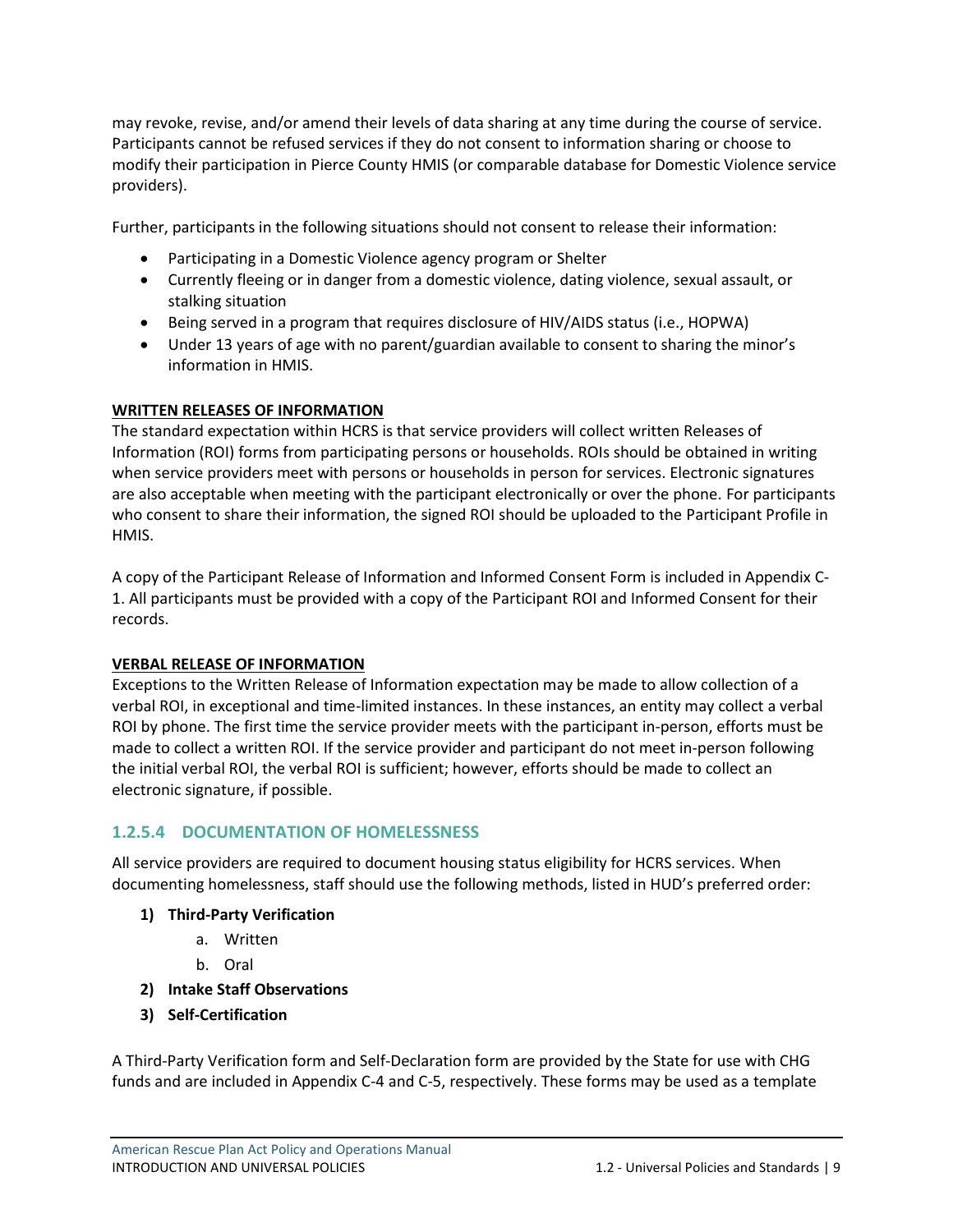may revoke, revise, and/or amend their levels of data sharing at any time during the course of service. Participants cannot be refused services if they do not consent to information sharing or choose to modify their participation in Pierce County HMIS (or comparable database for Domestic Violence service providers).

Further, participants in the following situations should not consent to release their information:

- Participating in a Domestic Violence agency program or Shelter
- Currently fleeing or in danger from a domestic violence, dating violence, sexual assault, or stalking situation
- Being served in a program that requires disclosure of HIV/AIDS status (i.e., HOPWA)
- Under 13 years of age with no parent/guardian available to consent to sharing the minor's information in HMIS.

**WRITTEN RELEASES OF INFORMATION**

The standard expectation within HCRS is that service providers will collect written Releases of Information (ROI) forms from participating persons or households. ROIs should be obtained in writing when service providers meet with persons or households in person for services. Electronic signatures are also acceptable when meeting with the participant electronically or over the phone. For participants who consent to share their information, the signed ROI should be uploaded to the Participant Profile in HMIS.

A copy of the Participant Release of Information and Informed Consent Form is included in Appendix C-1. All participants must be provided with a copy of the Participant ROI and Informed Consent for their records.

**VERBAL RELEASE OF INFORMATION**

Exceptions to the Written Release of Information expectation may be made to allow collection of a verbal ROI, in exceptional and time-limited instances. In these instances, an entity may collect a verbal ROI by phone. The first time the service provider meets with the participant in-person, efforts must be made to collect a written ROI. If the service provider and participant do not meet in-person following the initial verbal ROI, the verbal ROI is sufficient; however, efforts should be made to collect an electronic signature, if possible.

### 1.2.5.4 DOCUMENTATION OF HOMELESSNESS

All service providers are required to document housing status eligibility for HCRS services. When documenting homelessness, staff should use the following methods, listed in HUD's preferred order:

1) **Third-Party Verification**
    a. Written
    b. Oral
2) **Intake Staff Observations**
3) **Self-Certification**

A Third-Party Verification form and Self-Declaration form are provided by the State for use with CHG funds and are included in Appendix C-4 and C-5, respectively. These forms may be used as a template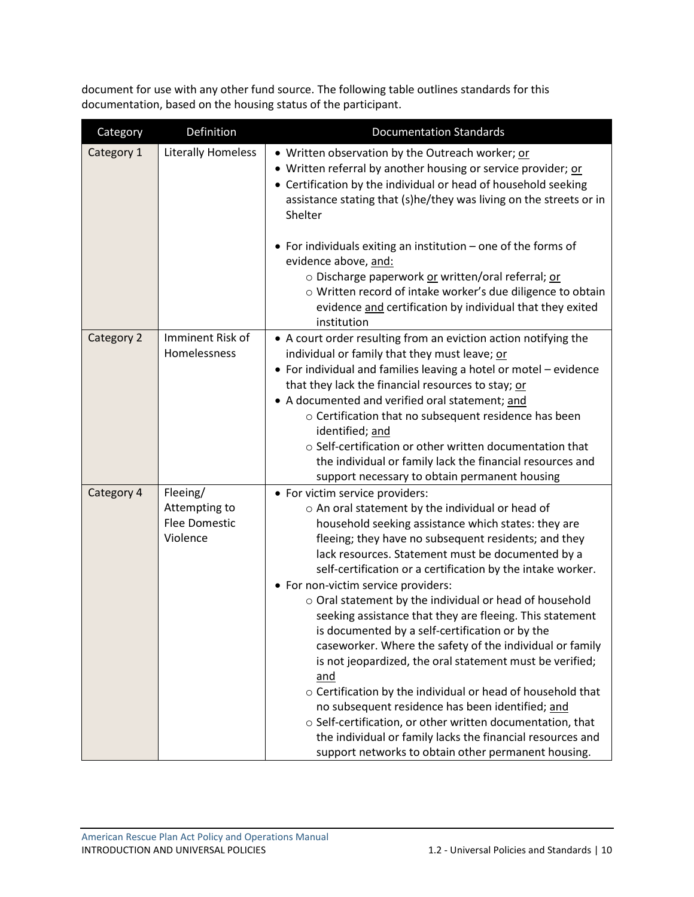document for use with any other fund source. The following table outlines standards for this documentation, based on the housing status of the participant.

| Category | Definition | Documentation Standards |
|---|---|---|
| Category 1 | Literally Homeless | • Written observation by the Outreach worker; <u>or</u><br>• Written referral by another housing or service provider; <u>or</u><br>• Certification by the individual or head of household seeking assistance stating that (s)he/they was living on the streets or in Shelter<br><br>• For individuals exiting an institution – one of the forms of evidence above, <u>and:</u><br>&nbsp;&nbsp;○ Discharge paperwork <u>or</u> written/oral referral; <u>or</u><br>&nbsp;&nbsp;○ Written record of intake worker's due diligence to obtain evidence <u>and</u> certification by individual that they exited institution |
| Category 2 | Imminent Risk of Homelessness | • A court order resulting from an eviction action notifying the individual or family that they must leave; <u>or</u><br>• For individual and families leaving a hotel or motel – evidence that they lack the financial resources to stay; <u>or</u><br>• A documented and verified oral statement; <u>and</u><br>&nbsp;&nbsp;○ Certification that no subsequent residence has been identified; <u>and</u><br>&nbsp;&nbsp;○ Self-certification or other written documentation that the individual or family lack the financial resources and support necessary to obtain permanent housing |
| Category 4 | Fleeing/ Attempting to Flee Domestic Violence | • For victim service providers:<br>&nbsp;&nbsp;○ An oral statement by the individual or head of household seeking assistance which states: they are fleeing; they have no subsequent residents; and they lack resources. Statement must be documented by a self-certification or a certification by the intake worker.<br>• For non-victim service providers:<br>&nbsp;&nbsp;○ Oral statement by the individual or head of household seeking assistance that they are fleeing. This statement is documented by a self-certification or by the caseworker. Where the safety of the individual or family is not jeopardized, the oral statement must be verified; <u>and</u><br>&nbsp;&nbsp;○ Certification by the individual or head of household that no subsequent residence has been identified; <u>and</u><br>&nbsp;&nbsp;○ Self-certification, or other written documentation, that the individual or family lacks the financial resources and support networks to obtain other permanent housing. |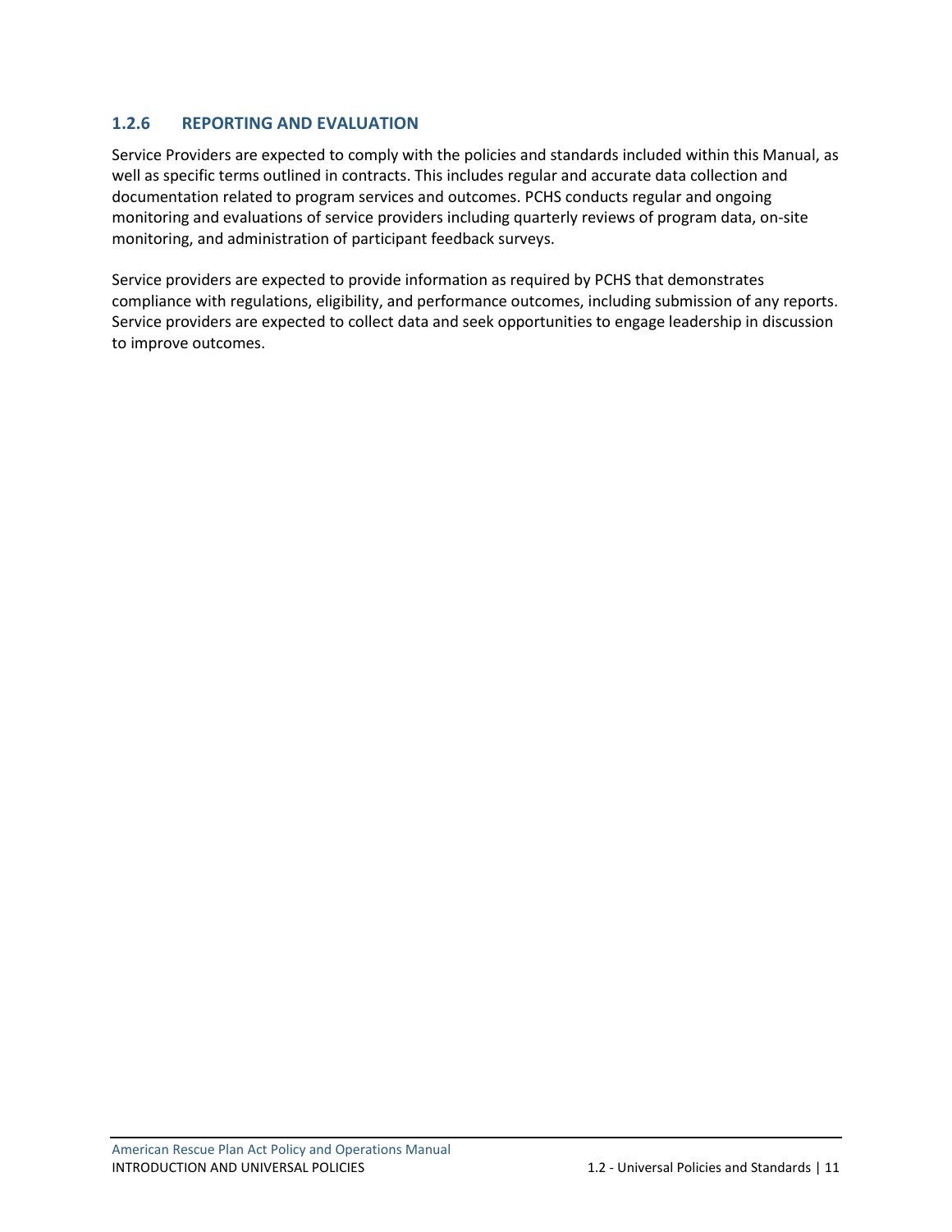### 1.2.6 REPORTING AND EVALUATION

Service Providers are expected to comply with the policies and standards included within this Manual, as well as specific terms outlined in contracts. This includes regular and accurate data collection and documentation related to program services and outcomes. PCHS conducts regular and ongoing monitoring and evaluations of service providers including quarterly reviews of program data, on-site monitoring, and administration of participant feedback surveys.

Service providers are expected to provide information as required by PCHS that demonstrates compliance with regulations, eligibility, and performance outcomes, including submission of any reports. Service providers are expected to collect data and seek opportunities to engage leadership in discussion to improve outcomes.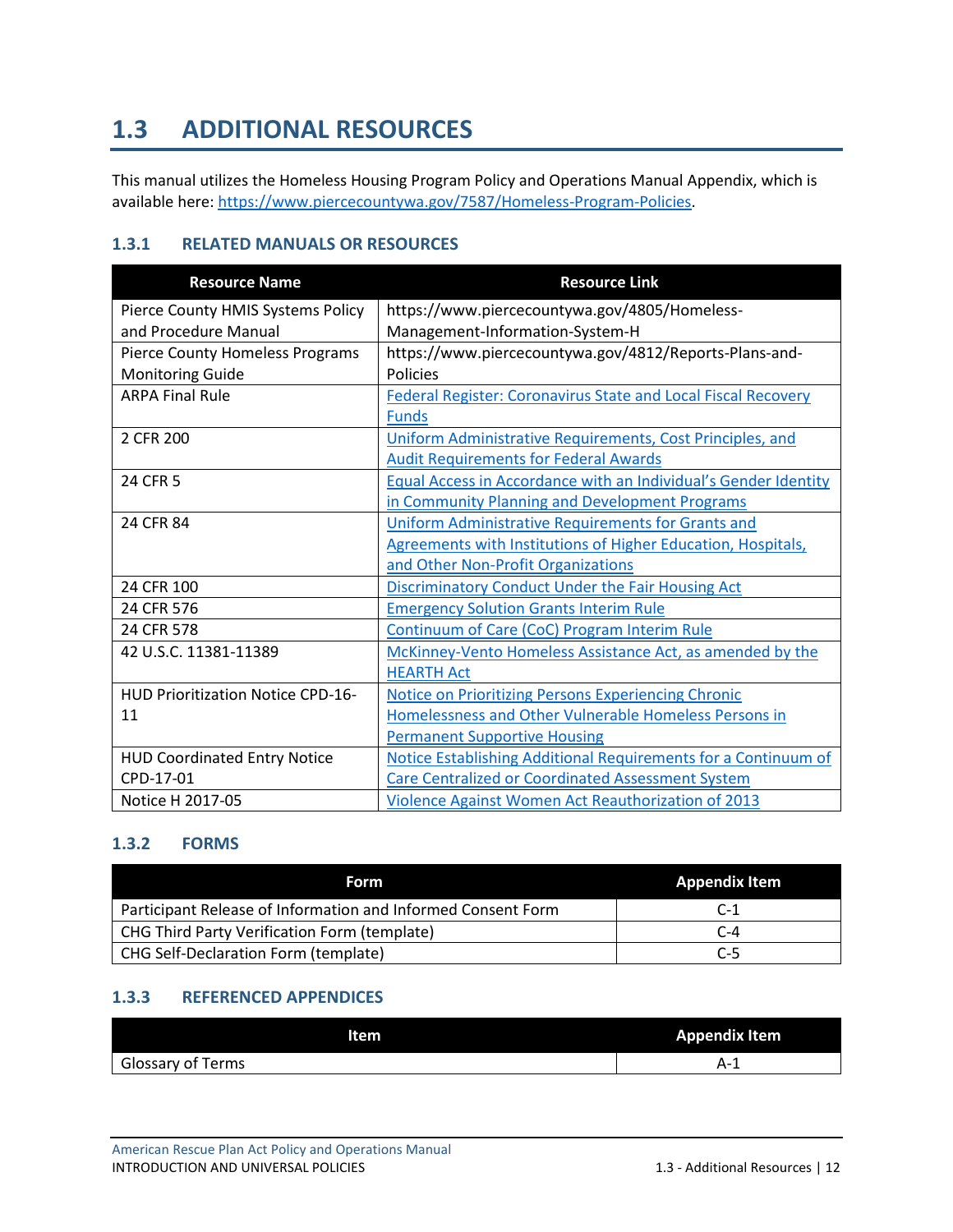# 1.3 ADDITIONAL RESOURCES

This manual utilizes the Homeless Housing Program Policy and Operations Manual Appendix, which is available here: https://www.piercecountywa.gov/7587/Homeless-Program-Policies.

### 1.3.1 RELATED MANUALS OR RESOURCES

| Resource Name | Resource Link |
|---|---|
| Pierce County HMIS Systems Policy and Procedure Manual | https://www.piercecountywa.gov/4805/Homeless-Management-Information-System-H |
| Pierce County Homeless Programs Monitoring Guide | https://www.piercecountywa.gov/4812/Reports-Plans-and-Policies |
| ARPA Final Rule | Federal Register: Coronavirus State and Local Fiscal Recovery Funds |
| 2 CFR 200 | Uniform Administrative Requirements, Cost Principles, and Audit Requirements for Federal Awards |
| 24 CFR 5 | Equal Access in Accordance with an Individual's Gender Identity in Community Planning and Development Programs |
| 24 CFR 84 | Uniform Administrative Requirements for Grants and Agreements with Institutions of Higher Education, Hospitals, and Other Non-Profit Organizations |
| 24 CFR 100 | Discriminatory Conduct Under the Fair Housing Act |
| 24 CFR 576 | Emergency Solution Grants Interim Rule |
| 24 CFR 578 | Continuum of Care (CoC) Program Interim Rule |
| 42 U.S.C. 11381-11389 | McKinney-Vento Homeless Assistance Act, as amended by the HEARTH Act |
| HUD Prioritization Notice CPD-16-11 | Notice on Prioritizing Persons Experiencing Chronic Homelessness and Other Vulnerable Homeless Persons in Permanent Supportive Housing |
| HUD Coordinated Entry Notice CPD-17-01 | Notice Establishing Additional Requirements for a Continuum of Care Centralized or Coordinated Assessment System |
| Notice H 2017-05 | Violence Against Women Act Reauthorization of 2013 |

### 1.3.2 FORMS

| Form | Appendix Item |
|---|---|
| Participant Release of Information and Informed Consent Form | C-1 |
| CHG Third Party Verification Form (template) | C-4 |
| CHG Self-Declaration Form (template) | C-5 |

### 1.3.3 REFERENCED APPENDICES

| Item | Appendix Item |
|---|---|
| Glossary of Terms | A-1 |